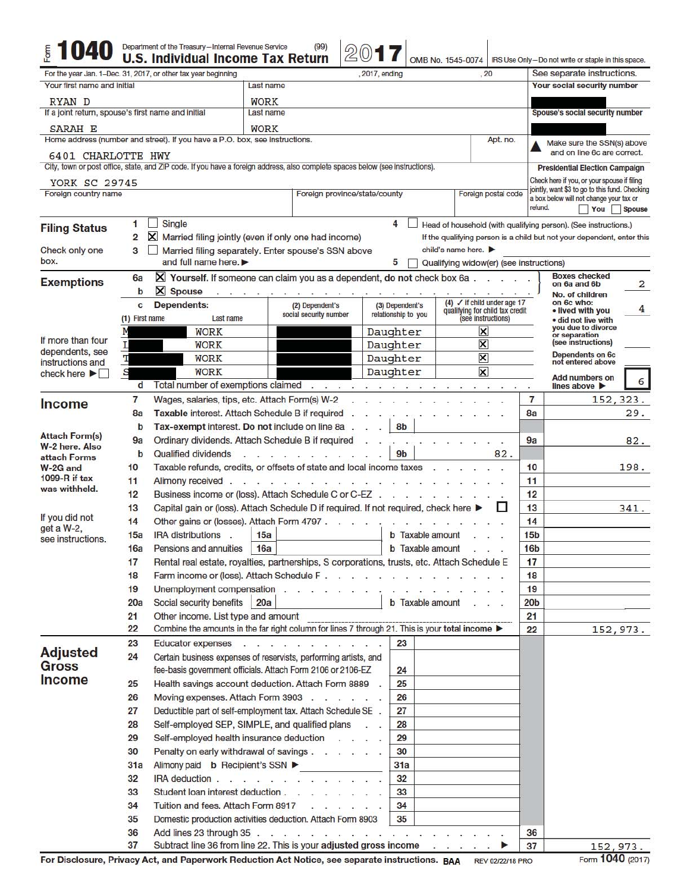# Form 1040 — Department of the Treasury—Internal Revenue Service (99)

## U.S. Individual Income Tax Return 2017

OMB No. 1545-0074 | IRS Use Only—Do not write or staple in this space.

For the year Jan. 1–Dec. 31, 2017, or other tax year beginning , 2017, ending , 20 | See separate instructions.

| Field | Value |
|---|---|
| Your first name and initial | RYAN D |
| Last name | WORK |
| Your social security number | [REDACTED] |
| If a joint return, spouse's first name and initial | SARAH E |
| Last name | WORK |
| Spouse's social security number | [REDACTED] |
| Home address (number and street). If you have a P.O. box, see instructions. | 6401 CHARLOTTE HWY |
| Apt. no. | |
| City, town or post office, state, and ZIP code. If you have a foreign address, also complete spaces below (see instructions). | YORK SC 29745 |
| Foreign country name | |
| Foreign province/state/county | |
| Foreign postal code | |

▲ Make sure the SSN(s) above and on line 6c are correct.

**Presidential Election Campaign**
Check here if you, or your spouse if filing jointly, want $3 to go to this fund. Checking a box below will not change your tax or refund. ☐ You ☐ Spouse

## Filing Status

Check only one box.

1. ☐ Single
2. ☒ Married filing jointly (even if only one had income)
3. ☐ Married filing separately. Enter spouse's SSN above and full name here. ▶
4. ☐ Head of household (with qualifying person). (See instructions.) If the qualifying person is a child but not your dependent, enter this child's name here. ▶
5. ☐ Qualifying widow(er) (see instructions)

## Exemptions

6a ☒ **Yourself.** If someone can claim you as a dependent, **do not** check box 6a

b ☒ **Spouse**

Boxes checked on 6a and 6b: **2**

c **Dependents:**

| (1) First name | Last name | (2) Dependent's social security number | (3) Dependent's relationship to you | (4) ✓ if child under age 17 qualifying for child tax credit (see instructions) |
|---|---|---|---|---|
| M[REDACTED] | WORK | [REDACTED] | Daughter | ☒ |
| I[REDACTED] | WORK | [REDACTED] | Daughter | ☒ |
| T[REDACTED] | WORK | [REDACTED] | Daughter | ☒ |
| S[REDACTED] | WORK | [REDACTED] | Daughter | ☒ |

If more than four dependents, see instructions and check here ▶ ☐

No. of children on 6c who:
- lived with you: **4**
- did not live with you due to divorce or separation (see instructions):

Dependents on 6c not entered above:

d Total number of exemptions claimed — Add numbers on lines above ▶ **6**

## Income

Attach Form(s) W-2 here. Also attach Forms W-2G and 1099-R if tax was withheld.

If you did not get a W-2, see instructions.

| Line | Description | Amount |
|---|---|---|
| 7 | Wages, salaries, tips, etc. Attach Form(s) W-2 | 152,323. |
| 8a | **Taxable** interest. Attach Schedule B if required | 29. |
| 8b | **Tax-exempt** interest. **Do not** include on line 8a | |
| 9a | Ordinary dividends. Attach Schedule B if required | 82. |
| 9b | Qualified dividends | 82. |
| 10 | Taxable refunds, credits, or offsets of state and local income taxes | 198. |
| 11 | Alimony received | |
| 12 | Business income or (loss). Attach Schedule C or C-EZ | |
| 13 | Capital gain or (loss). Attach Schedule D if required. If not required, check here ▶ ☐ | 341. |
| 14 | Other gains or (losses). Attach Form 4797 | |
| 15a | IRA distributions — 15a; b Taxable amount — 15b | |
| 16a | Pensions and annuities — 16a; b Taxable amount — 16b | |
| 17 | Rental real estate, royalties, partnerships, S corporations, trusts, etc. Attach Schedule E | |
| 18 | Farm income or (loss). Attach Schedule F | |
| 19 | Unemployment compensation | |
| 20a | Social security benefits — 20a; b Taxable amount — 20b | |
| 21 | Other income. List type and amount | |
| 22 | Combine the amounts in the far right column for lines 7 through 21. This is your **total income** ▶ | 152,973. |

## Adjusted Gross Income

| Line | Description | Amount |
|---|---|---|
| 23 | Educator expenses | |
| 24 | Certain business expenses of reservists, performing artists, and fee-basis government officials. Attach Form 2106 or 2106-EZ | |
| 25 | Health savings account deduction. Attach Form 8889 | |
| 26 | Moving expenses. Attach Form 3903 | |
| 27 | Deductible part of self-employment tax. Attach Schedule SE | |
| 28 | Self-employed SEP, SIMPLE, and qualified plans | |
| 29 | Self-employed health insurance deduction | |
| 30 | Penalty on early withdrawal of savings | |
| 31a | Alimony paid b Recipient's SSN ▶ | |
| 32 | IRA deduction | |
| 33 | Student loan interest deduction | |
| 34 | Tuition and fees. Attach Form 8917 | |
| 35 | Domestic production activities deduction. Attach Form 8903 | |
| 36 | Add lines 23 through 35 | |
| 37 | Subtract line 36 from line 22. This is your **adjusted gross income** ▶ | 152,973. |

**For Disclosure, Privacy Act, and Paperwork Reduction Act Notice, see separate instructions.** BAA REV 02/22/18 PRO Form **1040** (2017)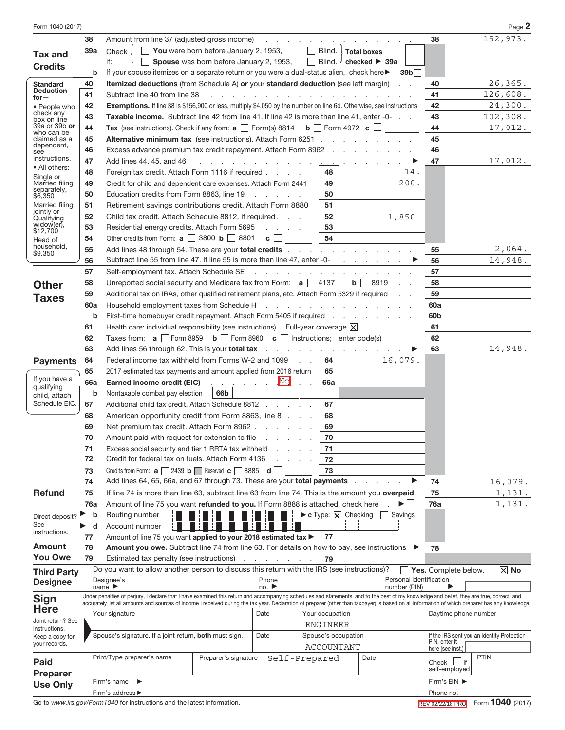Form 1040 (2017)

| | Line | Description | | | Line | Amount |
|---|---|---|---|---|---|---|
| **Tax and Credits** | 38 | Amount from line 37 (adjusted gross income) | | | 38 | 152,973. |
| | 39a | Check if: ☐ **You** were born before January 2, 1953, ☐ Blind. ☐ **Spouse** was born before January 2, 1953, ☐ Blind. **Total boxes checked** ▶ 39a | | | | |
| | b | If your spouse itemizes on a separate return or you were a dual-status alien, check here ▶ 39b ☐ | | | | |
| **Standard Deduction for—** • People who check any box on line 39a or 39b **or** who can be claimed as a dependent, see instructions. • All others: Single or Married filing separately, $6,350 Married filing jointly or Qualifying widow(er), $12,700 Head of household, $9,350 | 40 | **Itemized deductions** (from Schedule A) **or** your **standard deduction** (see left margin) | | | 40 | 26,365. |
| | 41 | Subtract line 40 from line 38 | | | 41 | 126,608. |
| | 42 | **Exemptions.** If line 38 is $156,900 or less, multiply $4,050 by the number on line 6d. Otherwise, see instructions | | | 42 | 24,300. |
| | 43 | **Taxable income.** Subtract line 42 from line 41. If line 42 is more than line 41, enter -0- | | | 43 | 102,308. |
| | 44 | **Tax** (see instructions). Check if any from: **a** ☐ Form(s) 8814 **b** ☐ Form 4972 **c** ☐ | | | 44 | 17,012. |
| | 45 | **Alternative minimum tax** (see instructions). Attach Form 6251 | | | 45 | |
| | 46 | Excess advance premium tax credit repayment. Attach Form 8962 | | | 46 | |
| | 47 | Add lines 44, 45, and 46 ▶ | | | 47 | 17,012. |
| | 48 | Foreign tax credit. Attach Form 1116 if required | 48 | 14. | | |
| | 49 | Credit for child and dependent care expenses. Attach Form 2441 | 49 | 200. | | |
| | 50 | Education credits from Form 8863, line 19 | 50 | | | |
| | 51 | Retirement savings contributions credit. Attach Form 8880 | 51 | | | |
| | 52 | Child tax credit. Attach Schedule 8812, if required | 52 | 1,850. | | |
| | 53 | Residential energy credits. Attach Form 5695 | 53 | | | |
| | 54 | Other credits from Form: **a** ☐ 3800 **b** ☐ 8801 **c** ☐ | 54 | | | |
| | 55 | Add lines 48 through 54. These are your **total credits** | | | 55 | 2,064. |
| | 56 | Subtract line 55 from line 47. If line 55 is more than line 47, enter -0- ▶ | | | 56 | 14,948. |
| **Other Taxes** | 57 | Self-employment tax. Attach Schedule SE | | | 57 | |
| | 58 | Unreported social security and Medicare tax from Form: **a** ☐ 4137 **b** ☐ 8919 | | | 58 | |
| | 59 | Additional tax on IRAs, other qualified retirement plans, etc. Attach Form 5329 if required | | | 59 | |
| | 60a | Household employment taxes from Schedule H | | | 60a | |
| | b | First-time homebuyer credit repayment. Attach Form 5405 if required | | | 60b | |
| | 61 | Health care: individual responsibility (see instructions) Full-year coverage ☒ | | | 61 | |
| | 62 | Taxes from: **a** ☐ Form 8959 **b** ☐ Form 8960 **c** ☐ Instructions; enter code(s) | | | 62 | |
| | 63 | Add lines 56 through 62. This is your **total tax** ▶ | | | 63 | 14,948. |
| **Payments** | 64 | Federal income tax withheld from Forms W-2 and 1099 | 64 | 16,079. | | |
| If you have a qualifying child, attach Schedule EIC. | 65 | 2017 estimated tax payments and amount applied from 2016 return | 65 | | | |
| | 66a | **Earned income credit (EIC)** NO | 66a | | | |
| | b | Nontaxable combat pay election 66b | | | | |
| | 67 | Additional child tax credit. Attach Schedule 8812 | 67 | | | |
| | 68 | American opportunity credit from Form 8863, line 8 | 68 | | | |
| | 69 | Net premium tax credit. Attach Form 8962 | 69 | | | |
| | 70 | Amount paid with request for extension to file | 70 | | | |
| | 71 | Excess social security and tier 1 RRTA tax withheld | 71 | | | |
| | 72 | Credit for federal tax on fuels. Attach Form 4136 | 72 | | | |
| | 73 | Credits from Form: **a** ☐ 2439 **b** ☐ Reserved **c** ☐ 8885 **d** ☐ | 73 | | | |
| | 74 | Add lines 64, 65, 66a, and 67 through 73. These are your **total payments** ▶ | | | 74 | 16,079. |
| **Refund** | 75 | If line 74 is more than line 63, subtract line 63 from line 74. This is the amount you **overpaid** | | | 75 | 1,131. |
| | 76a | Amount of line 75 you want **refunded to you.** If Form 8888 is attached, check here ▶ ☐ | | | 76a | 1,131. |
| Direct deposit? See instructions. | b | Routing number ▶ c Type: ☒ Checking ☐ Savings | | | | |
| | d | Account number | | | | |
| | 77 | Amount of line 75 you want **applied to your 2018 estimated tax** ▶ | 77 | | | |
| **Amount You Owe** | 78 | **Amount you owe.** Subtract line 74 from line 63. For details on how to pay, see instructions ▶ | | | 78 | |
| | 79 | Estimated tax penalty (see instructions) | 79 | | | |

**Third Party Designee**

Do you want to allow another person to discuss this return with the IRS (see instructions)? ☐ **Yes.** Complete below. ☒ **No**

Designee's name ▶ Phone no. ▶ Personal identification number (PIN) ▶

**Sign Here**

Joint return? See instructions. Keep a copy for your records.

Under penalties of perjury, I declare that I have examined this return and accompanying schedules and statements, and to the best of my knowledge and belief, they are true, correct, and accurately list all amounts and sources of income I received during the tax year. Declaration of preparer (other than taxpayer) is based on all information of which preparer has any knowledge.

| Your signature | Date | Your occupation | Daytime phone number |
|---|---|---|---|
| | | ENGINEER | |
| Spouse's signature. If a joint return, **both** must sign. | Date | Spouse's occupation | If the IRS sent you an Identity Protection PIN, enter it here (see inst.) |
| | | ACCOUNTANT | |

**Paid Preparer Use Only**

| Print/Type preparer's name | Preparer's signature | Date | Check ☐ if self-employed | PTIN |
|---|---|---|---|---|
| | Self-Prepared | | | |
| Firm's name ▶ | | | Firm's EIN ▶ | |
| Firm's address ▶ | | | Phone no. | |

Go to *www.irs.gov/Form1040* for instructions and the latest information.

REV 02/22/18 PRO Form **1040** (2017)